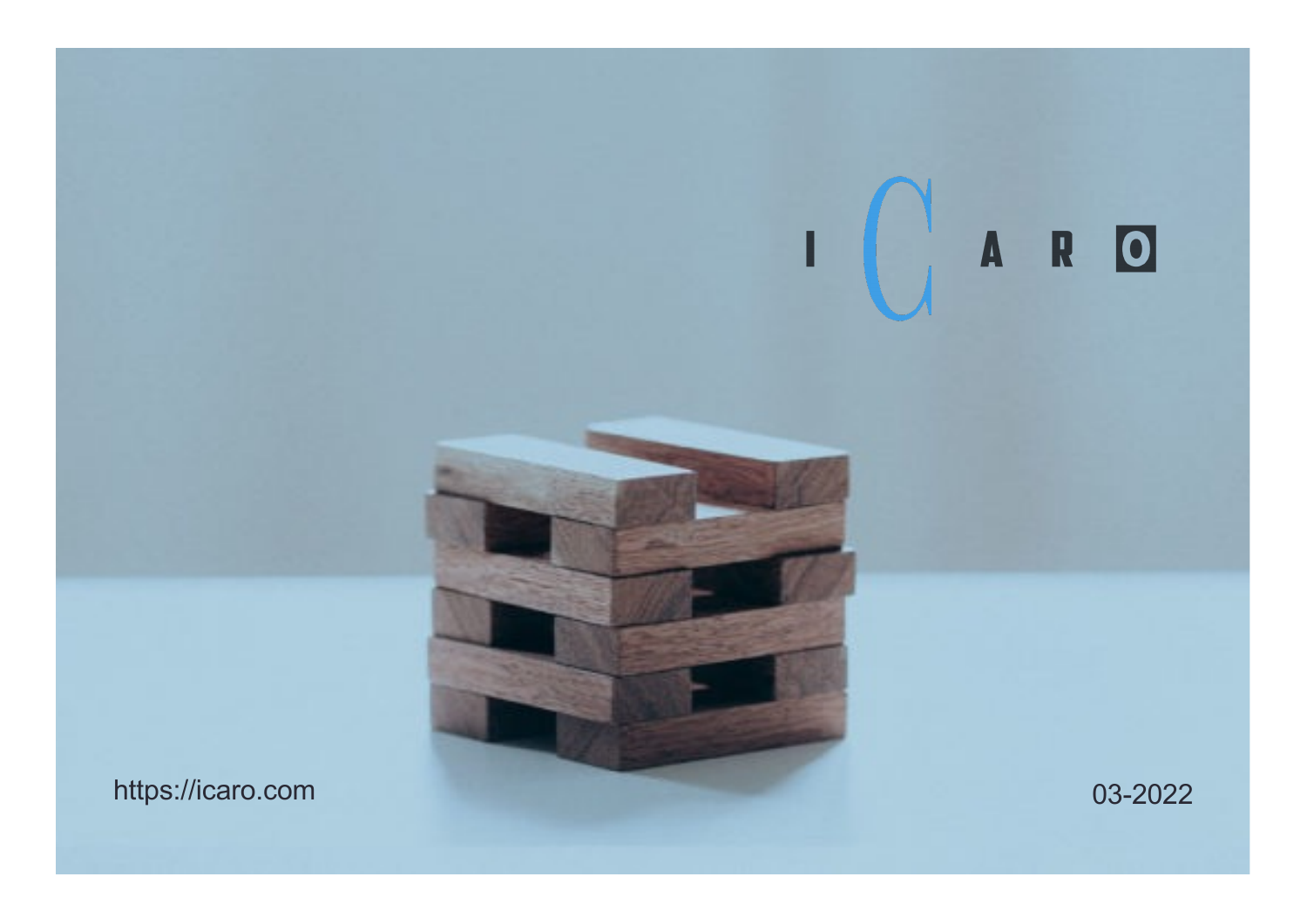# ICARO

https://icaro.com

03-2022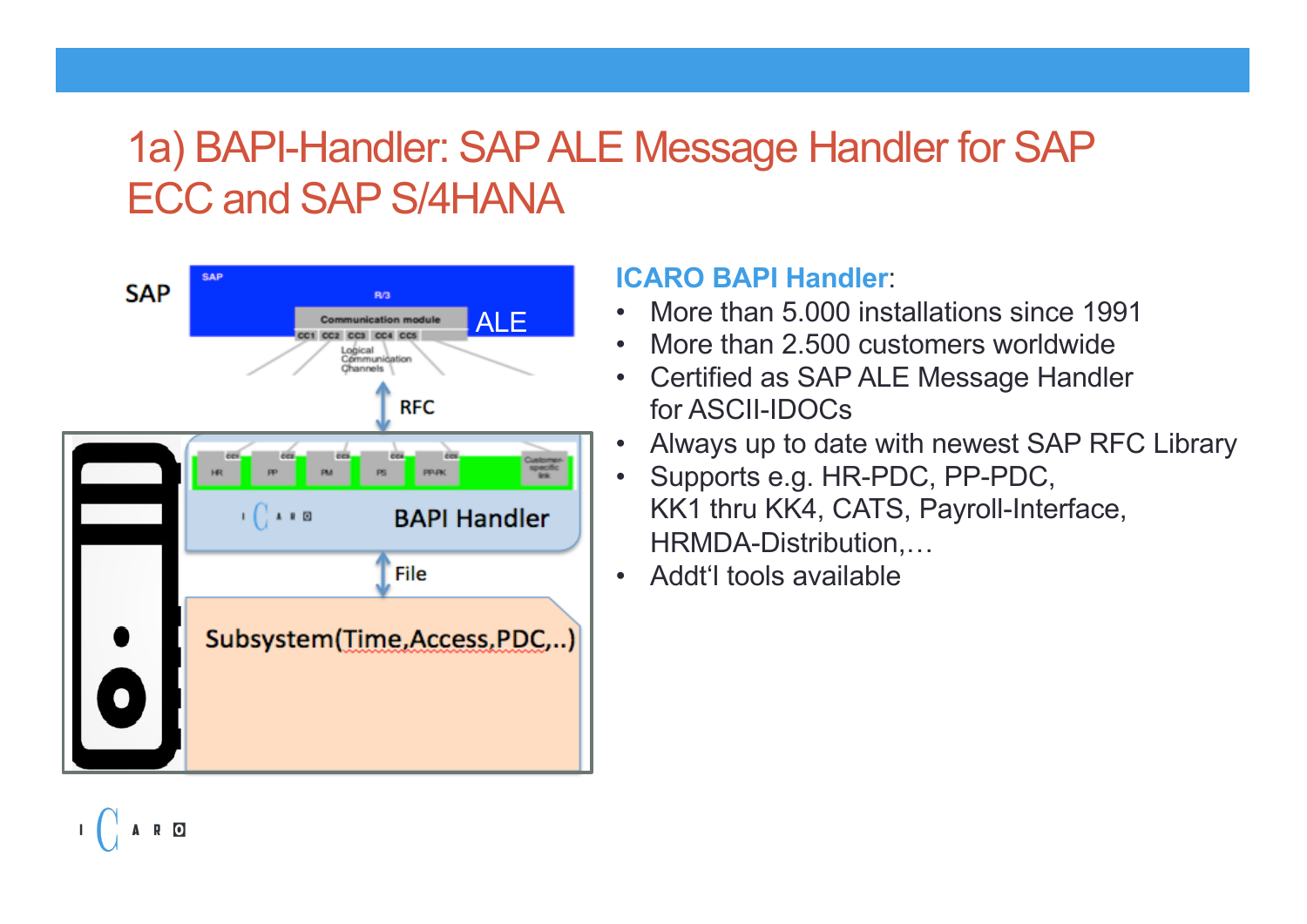# 1a) BAPI-Handler: SAP ALE Message Handler for SAP ECC and SAP S/4HANA

SAP

ALE

RFC

BAPI Handler

File

Subsystem(Time,Access,PDC,..)

**ICARO BAPI Handler**:

- More than 5.000 installations since 1991
- More than 2.500 customers worldwide
- Certified as SAP ALE Message Handler for ASCII-IDOCs
- Always up to date with newest SAP RFC Library
- Supports e.g. HR-PDC, PP-PDC, KK1 thru KK4, CATS, Payroll-Interface, HRMDA-Distribution,…
- Addt'l tools available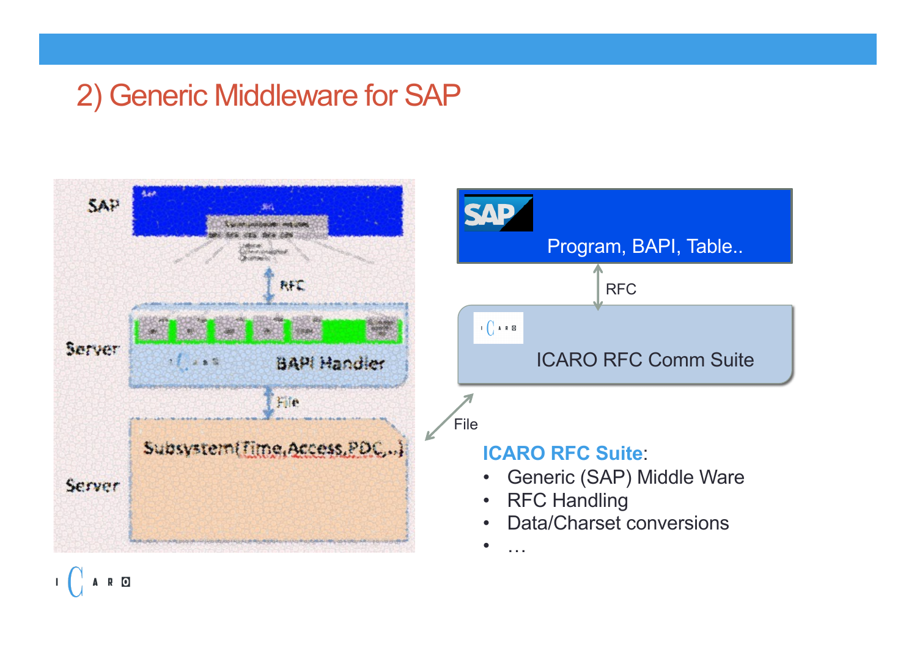# 2) Generic Middleware for SAP

SAP

Server — BAPI Handler

RFC

File

Subsystem(Time,Access,PDC,..)

Server

Program, BAPI, Table..

RFC

ICARO RFC Comm Suite

File

**ICARO RFC Suite**:

- Generic (SAP) Middle Ware
- RFC Handling
- Data/Charset conversions
- …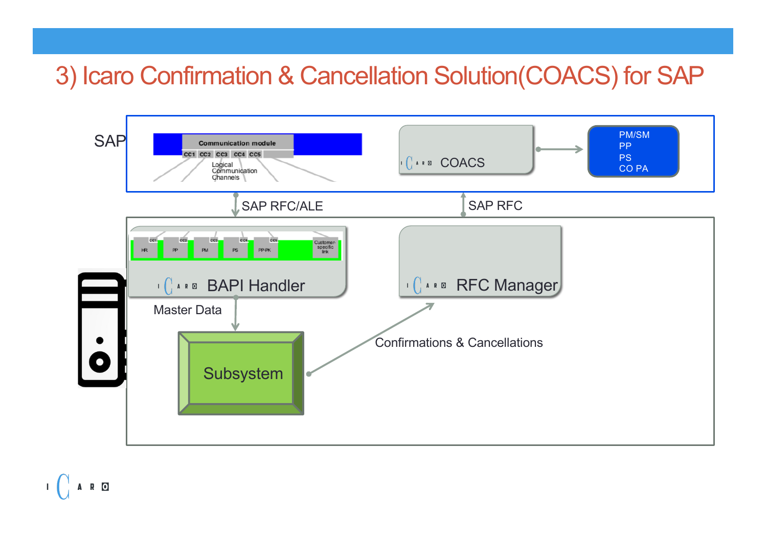# 3) Icaro Confirmation & Cancellation Solution(COACS) for SAP

SAP

Communication module

CC1 CC2 CC3 CC4 CC5

Logical Communication Channels

COACS

PM/SM
PP
PS
CO PA

SAP RFC/ALE

SAP RFC

HR PP PM PS PP-PK Customer-specific link

BAPI Handler

RFC Manager

Master Data

Subsystem

Confirmations & Cancellations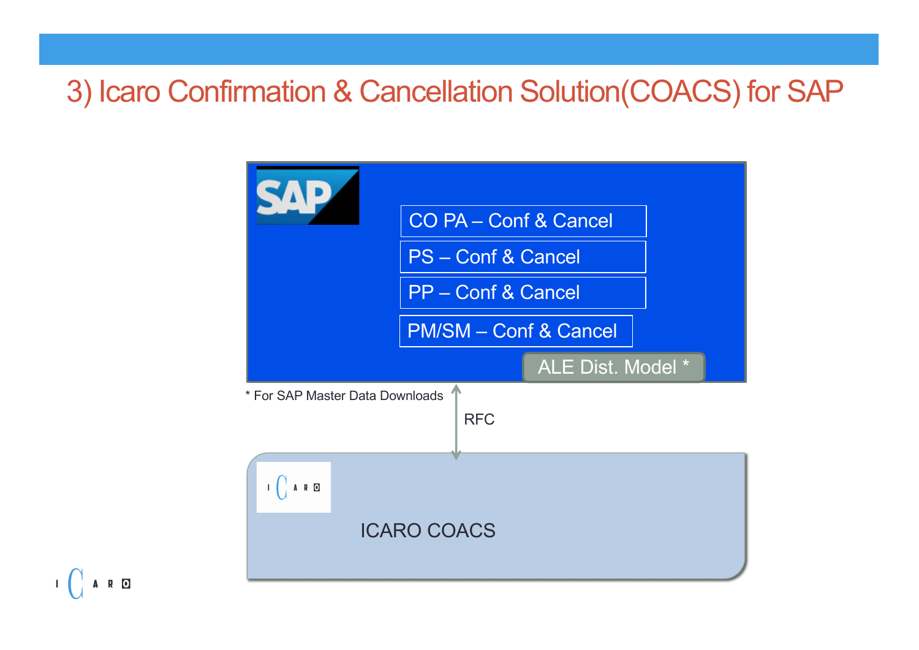# 3) Icaro Confirmation & Cancellation Solution(COACS) for SAP

SAP

- CO PA – Conf & Cancel
- PS – Conf & Cancel
- PP – Conf & Cancel
- PM/SM – Conf & Cancel

ALE Dist. Model *

* For SAP Master Data Downloads

RFC

ICARO COACS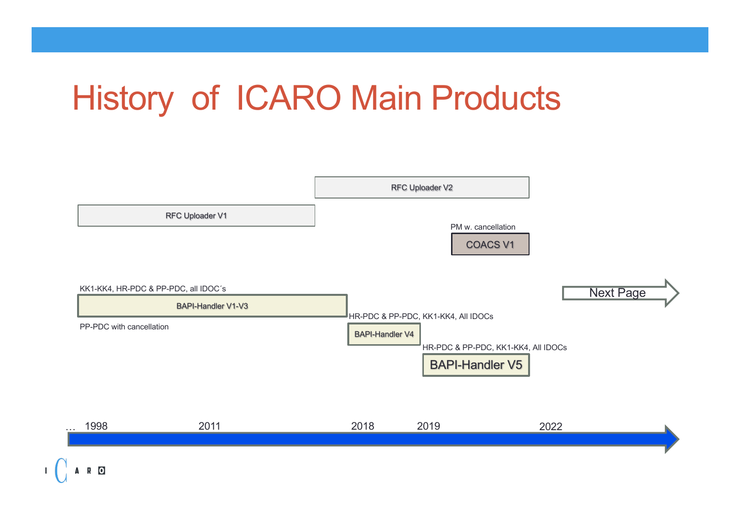# History of ICARO Main Products

RFC Uploader V2

RFC Uploader V1

PM w. cancellation

COACS V1

KK1-KK4, HR-PDC & PP-PDC, all IDOC´s

BAPI-Handler V1-V3

PP-PDC with cancellation

HR-PDC & PP-PDC, KK1-KK4, All IDOCs

BAPI-Handler V4

HR-PDC & PP-PDC, KK1-KK4, All IDOCs

BAPI-Handler V5

Next Page

… 1998 2011 2018 2019 2022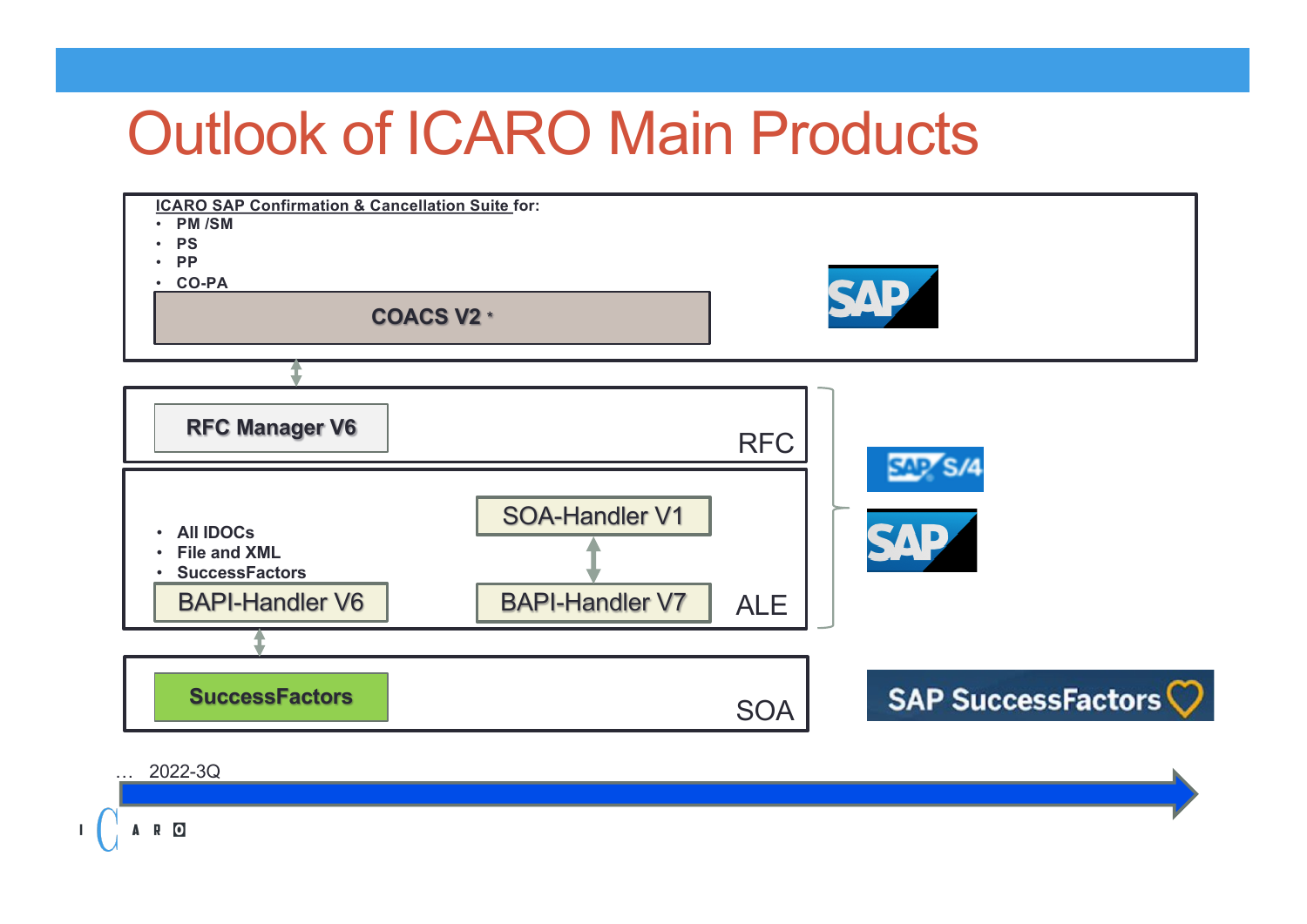# Outlook of ICARO Main Products

**ICARO SAP Confirmation & Cancellation Suite for:**

- **PM /SM**
- **PS**
- **PP**
- **CO-PA**

**COACS V2** *

**RFC Manager V6**

RFC

- **All IDOCs**
- **File and XML**
- **SuccessFactors**

SOA-Handler V1

BAPI-Handler V6

BAPI-Handler V7

ALE

**SuccessFactors**

SOA

SAP

SAP S/4

SAP

SAP SuccessFactors

… 2022-3Q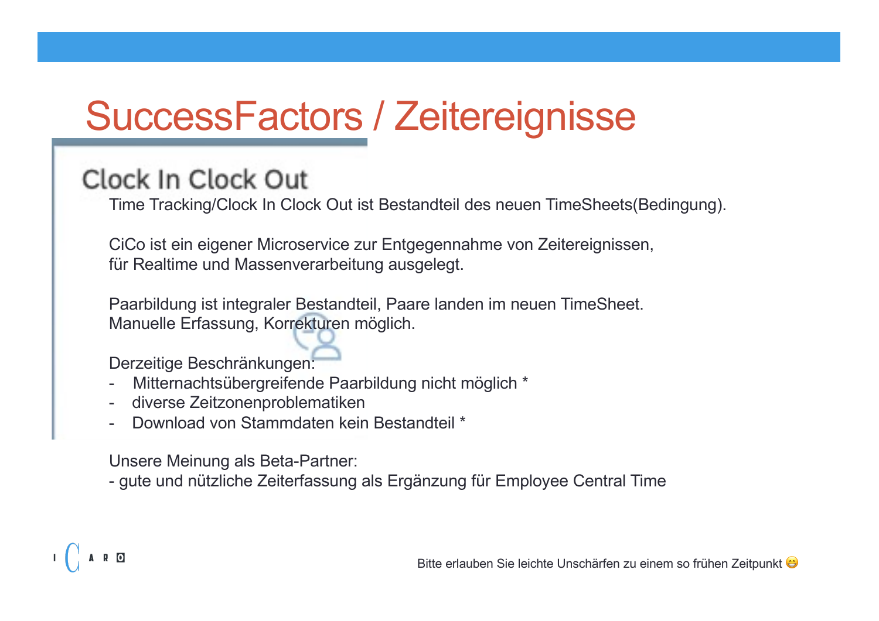# SuccessFactors / Zeitereignisse

## Clock In Clock Out

Time Tracking/Clock In Clock Out ist Bestandteil des neuen TimeSheets(Bedingung).

CiCo ist ein eigener Microservice zur Entgegennahme von Zeitereignissen,
für Realtime und Massenverarbeitung ausgelegt.

Paarbildung ist integraler Bestandteil, Paare landen im neuen TimeSheet.
Manuelle Erfassung, Korrekturen möglich.

Derzeitige Beschränkungen:

- Mitternachtsübergreifende Paarbildung nicht möglich *
- diverse Zeitzonenproblematiken
- Download von Stammdaten kein Bestandteil *

Unsere Meinung als Beta-Partner:
- gute und nützliche Zeiterfassung als Ergänzung für Employee Central Time

Bitte erlauben Sie leichte Unschärfen zu einem so frühen Zeitpunkt 😁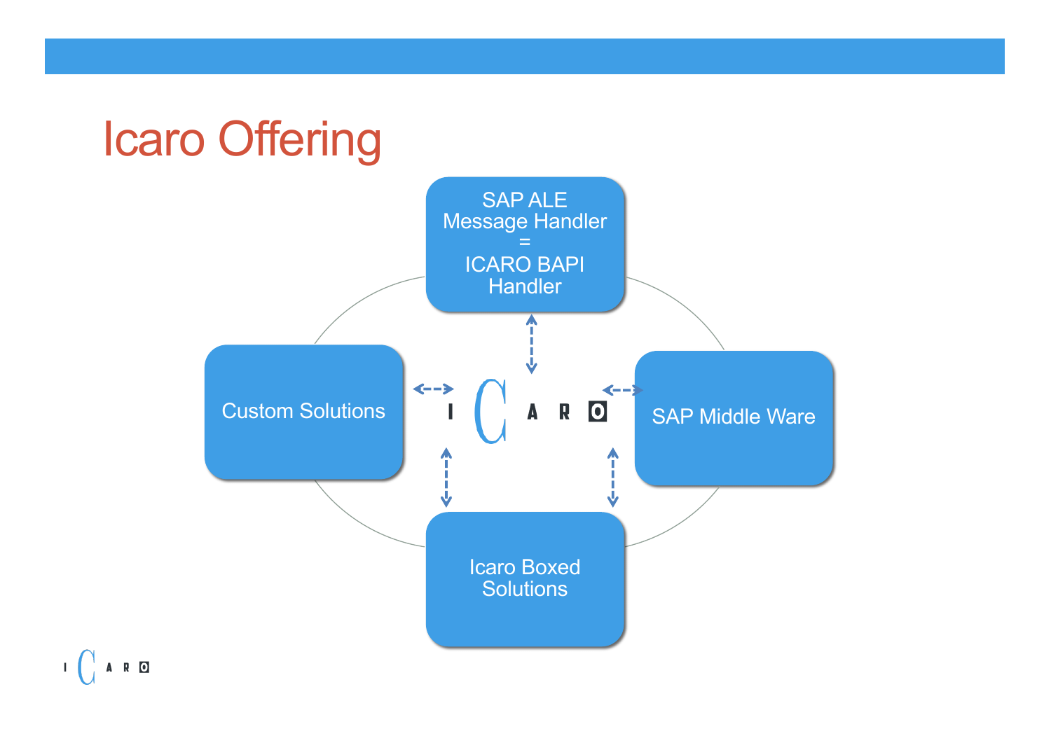# Icaro Offering

SAP ALE Message Handler = ICARO BAPI Handler

Custom Solutions

ICARO

SAP Middle Ware

Icaro Boxed Solutions